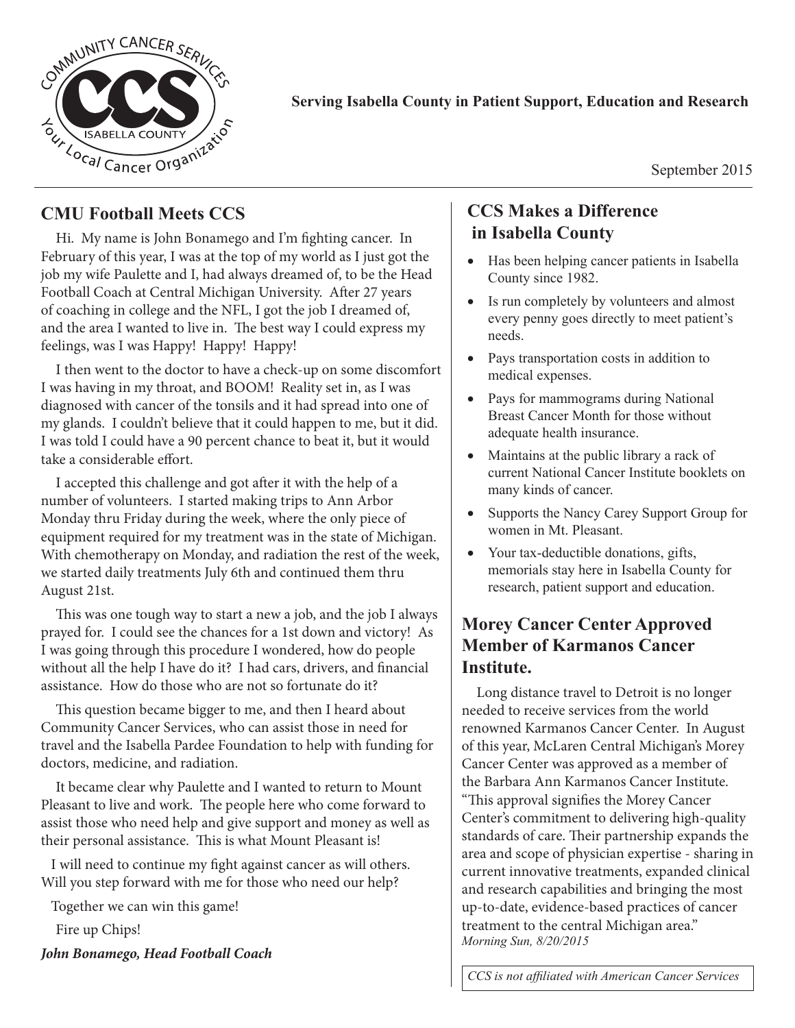COMMUNITY CANCER SERVICES

CCS

ISABELLA COUNTY

Your Local Cancer Organization

**Serving Isabella County in Patient Support, Education and Research**

September 2015

## CMU Football Meets CCS

Hi. My name is John Bonamego and I'm fighting cancer. In February of this year, I was at the top of my world as I just got the job my wife Paulette and I, had always dreamed of, to be the Head Football Coach at Central Michigan University. After 27 years of coaching in college and the NFL, I got the job I dreamed of, and the area I wanted to live in. The best way I could express my feelings, was I was Happy! Happy! Happy!

I then went to the doctor to have a check-up on some discomfort I was having in my throat, and BOOM! Reality set in, as I was diagnosed with cancer of the tonsils and it had spread into one of my glands. I couldn't believe that it could happen to me, but it did. I was told I could have a 90 percent chance to beat it, but it would take a considerable effort.

I accepted this challenge and got after it with the help of a number of volunteers. I started making trips to Ann Arbor Monday thru Friday during the week, where the only piece of equipment required for my treatment was in the state of Michigan. With chemotherapy on Monday, and radiation the rest of the week, we started daily treatments July 6th and continued them thru August 21st.

This was one tough way to start a new a job, and the job I always prayed for. I could see the chances for a 1st down and victory! As I was going through this procedure I wondered, how do people without all the help I have do it? I had cars, drivers, and financial assistance. How do those who are not so fortunate do it?

This question became bigger to me, and then I heard about Community Cancer Services, who can assist those in need for travel and the Isabella Pardee Foundation to help with funding for doctors, medicine, and radiation.

It became clear why Paulette and I wanted to return to Mount Pleasant to live and work. The people here who come forward to assist those who need help and give support and money as well as their personal assistance. This is what Mount Pleasant is!

I will need to continue my fight against cancer as will others. Will you step forward with me for those who need our help?

Together we can win this game!

Fire up Chips!

***John Bonamego, Head Football Coach***

## CCS Makes a Difference in Isabella County

- Has been helping cancer patients in Isabella County since 1982.
- Is run completely by volunteers and almost every penny goes directly to meet patient's needs.
- Pays transportation costs in addition to medical expenses.
- Pays for mammograms during National Breast Cancer Month for those without adequate health insurance.
- Maintains at the public library a rack of current National Cancer Institute booklets on many kinds of cancer.
- Supports the Nancy Carey Support Group for women in Mt. Pleasant.
- Your tax-deductible donations, gifts, memorials stay here in Isabella County for research, patient support and education.

## Morey Cancer Center Approved Member of Karmanos Cancer Institute.

Long distance travel to Detroit is no longer needed to receive services from the world renowned Karmanos Cancer Center. In August of this year, McLaren Central Michigan's Morey Cancer Center was approved as a member of the Barbara Ann Karmanos Cancer Institute. "This approval signifies the Morey Cancer Center's commitment to delivering high-quality standards of care. Their partnership expands the area and scope of physician expertise - sharing in current innovative treatments, expanded clinical and research capabilities and bringing the most up-to-date, evidence-based practices of cancer treatment to the central Michigan area."
*Morning Sun, 8/20/2015*

*CCS is not affiliated with American Cancer Services*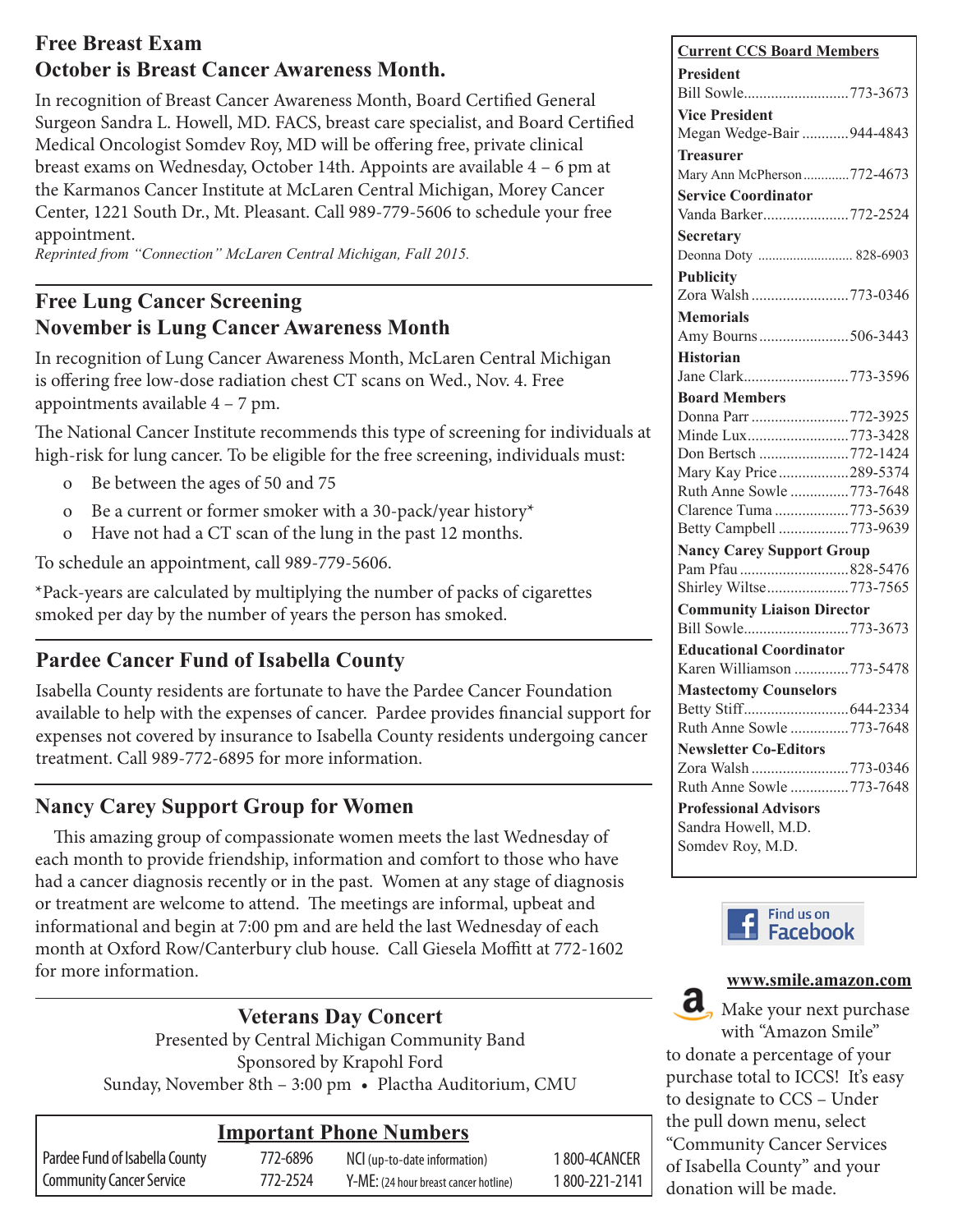## Free Breast Exam
## October is Breast Cancer Awareness Month.

In recognition of Breast Cancer Awareness Month, Board Certified General Surgeon Sandra L. Howell, MD. FACS, breast care specialist, and Board Certified Medical Oncologist Somdev Roy, MD will be offering free, private clinical breast exams on Wednesday, October 14th. Appoints are available 4 – 6 pm at the Karmanos Cancer Institute at McLaren Central Michigan, Morey Cancer Center, 1221 South Dr., Mt. Pleasant. Call 989-779-5606 to schedule your free appointment.

*Reprinted from "Connection" McLaren Central Michigan, Fall 2015.*

## Free Lung Cancer Screening
## November is Lung Cancer Awareness Month

In recognition of Lung Cancer Awareness Month, McLaren Central Michigan is offering free low-dose radiation chest CT scans on Wed., Nov. 4. Free appointments available 4 – 7 pm.

The National Cancer Institute recommends this type of screening for individuals at high-risk for lung cancer. To be eligible for the free screening, individuals must:

- Be between the ages of 50 and 75
- Be a current or former smoker with a 30-pack/year history*
- Have not had a CT scan of the lung in the past 12 months.

To schedule an appointment, call 989-779-5606.

*Pack-years are calculated by multiplying the number of packs of cigarettes smoked per day by the number of years the person has smoked.

## Pardee Cancer Fund of Isabella County

Isabella County residents are fortunate to have the Pardee Cancer Foundation available to help with the expenses of cancer. Pardee provides financial support for expenses not covered by insurance to Isabella County residents undergoing cancer treatment. Call 989-772-6895 for more information.

## Nancy Carey Support Group for Women

This amazing group of compassionate women meets the last Wednesday of each month to provide friendship, information and comfort to those who have had a cancer diagnosis recently or in the past. Women at any stage of diagnosis or treatment are welcome to attend. The meetings are informal, upbeat and informational and begin at 7:00 pm and are held the last Wednesday of each month at Oxford Row/Canterbury club house. Call Giesela Moffitt at 772-1602 for more information.

## Veterans Day Concert

Presented by Central Michigan Community Band
Sponsored by Krapohl Ford
Sunday, November 8th – 3:00 pm • Plactha Auditorium, CMU

## Important Phone Numbers

| | | | |
|---|---|---|---|
| Pardee Fund of Isabella County | 772-6896 | NCI (up-to-date information) | 1 800-4CANCER |
| Community Cancer Service | 772-2524 | Y-ME: (24 hour breast cancer hotline) | 1 800-221-2141 |

## Current CCS Board Members

**President**
Bill Sowle........773-3673

**Vice President**
Megan Wedge-Bair........944-4843

**Treasurer**
Mary Ann McPherson........772-4673

**Service Coordinator**
Vanda Barker........772-2524

**Secretary**
Deonna Doty........828-6903

**Publicity**
Zora Walsh........773-0346

**Memorials**
Amy Bourns........506-3443

**Historian**
Jane Clark........773-3596

**Board Members**
Donna Parr........772-3925
Minde Lux........773-3428
Don Bertsch........772-1424
Mary Kay Price........289-5374
Ruth Anne Sowle........773-7648
Clarence Tuma........773-5639
Betty Campbell........773-9639

**Nancy Carey Support Group**
Pam Pfau........828-5476
Shirley Wiltse........773-7565

**Community Liaison Director**
Bill Sowle........773-3673

**Educational Coordinator**
Karen Williamson........773-5478

**Mastectomy Counselors**
Betty Stiff........644-2334
Ruth Anne Sowle........773-7648

**Newsletter Co-Editors**
Zora Walsh........773-0346
Ruth Anne Sowle........773-7648

**Professional Advisors**
Sandra Howell, M.D.
Somdev Roy, M.D.

Find us on Facebook

**www.smile.amazon.com**

Make your next purchase with "Amazon Smile" to donate a percentage of your purchase total to ICCS! It's easy to designate to CCS – Under the pull down menu, select "Community Cancer Services of Isabella County" and your donation will be made.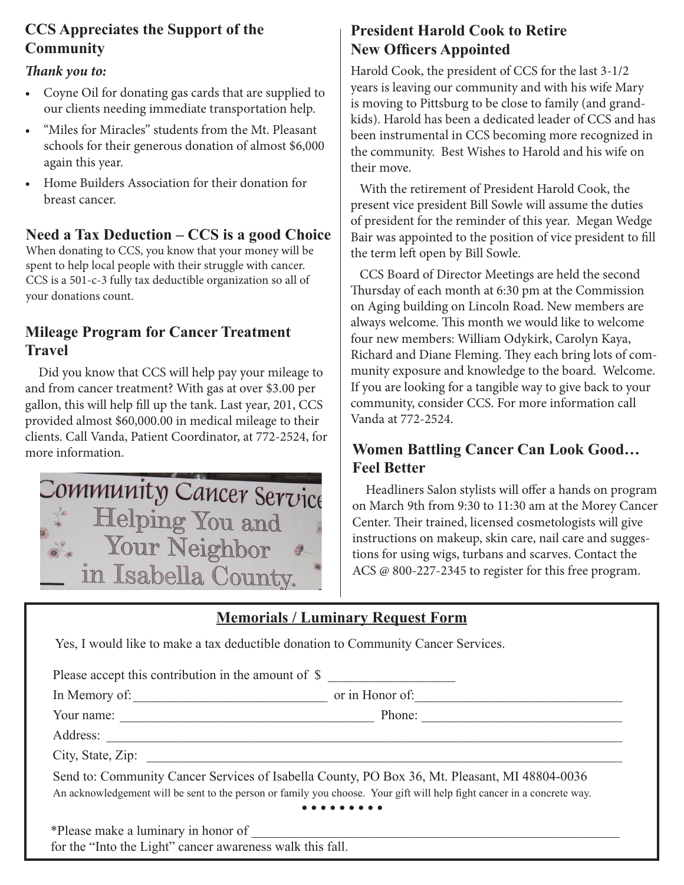## CCS Appreciates the Support of the Community

***Thank you to:***

- Coyne Oil for donating gas cards that are supplied to our clients needing immediate transportation help.
- "Miles for Miracles" students from the Mt. Pleasant schools for their generous donation of almost $6,000 again this year.
- Home Builders Association for their donation for breast cancer.

## Need a Tax Deduction – CCS is a good Choice

When donating to CCS, you know that your money will be spent to help local people with their struggle with cancer. CCS is a 501-c-3 fully tax deductible organization so all of your donations count.

## Mileage Program for Cancer Treatment Travel

Did you know that CCS will help pay your mileage to and from cancer treatment? With gas at over $3.00 per gallon, this will help fill up the tank. Last year, 201, CCS provided almost $60,000.00 in medical mileage to their clients. Call Vanda, Patient Coordinator, at 772-2524, for more information.

Community Cancer Service
Helping You and
Your Neighbor
in Isabella County.

## President Harold Cook to Retire New Officers Appointed

Harold Cook, the president of CCS for the last 3-1/2 years is leaving our community and with his wife Mary is moving to Pittsburg to be close to family (and grand-kids). Harold has been a dedicated leader of CCS and has been instrumental in CCS becoming more recognized in the community. Best Wishes to Harold and his wife on their move.

With the retirement of President Harold Cook, the present vice president Bill Sowle will assume the duties of president for the reminder of this year. Megan Wedge Bair was appointed to the position of vice president to fill the term left open by Bill Sowle.

CCS Board of Director Meetings are held the second Thursday of each month at 6:30 pm at the Commission on Aging building on Lincoln Road. New members are always welcome. This month we would like to welcome four new members: William Odykirk, Carolyn Kaya, Richard and Diane Fleming. They each bring lots of community exposure and knowledge to the board. Welcome. If you are looking for a tangible way to give back to your community, consider CCS. For more information call Vanda at 772-2524.

## Women Battling Cancer Can Look Good… Feel Better

Headliners Salon stylists will offer a hands on program on March 9th from 9:30 to 11:30 am at the Morey Cancer Center. Their trained, licensed cosmetologists will give instructions on makeup, skin care, nail care and suggestions for using wigs, turbans and scarves. Contact the ACS @ 800-227-2345 to register for this free program.

---

## Memorials / Luminary Request Form

Yes, I would like to make a tax deductible donation to Community Cancer Services.

Please accept this contribution in the amount of $ __________________

In Memory of: ____________________________ or in Honor of: ______________________________

Your name: ____________________________________ Phone: ______________________________

Address: ______________________________________________________________________________

City, State, Zip: _________________________________________________________________________

Send to: Community Cancer Services of Isabella County, PO Box 36, Mt. Pleasant, MI 48804-0036

An acknowledgement will be sent to the person or family you choose. Your gift will help fight cancer in a concrete way.

• • • • • • • • •

*Please make a luminary in honor of ________________________________________________________
for the "Into the Light" cancer awareness walk this fall.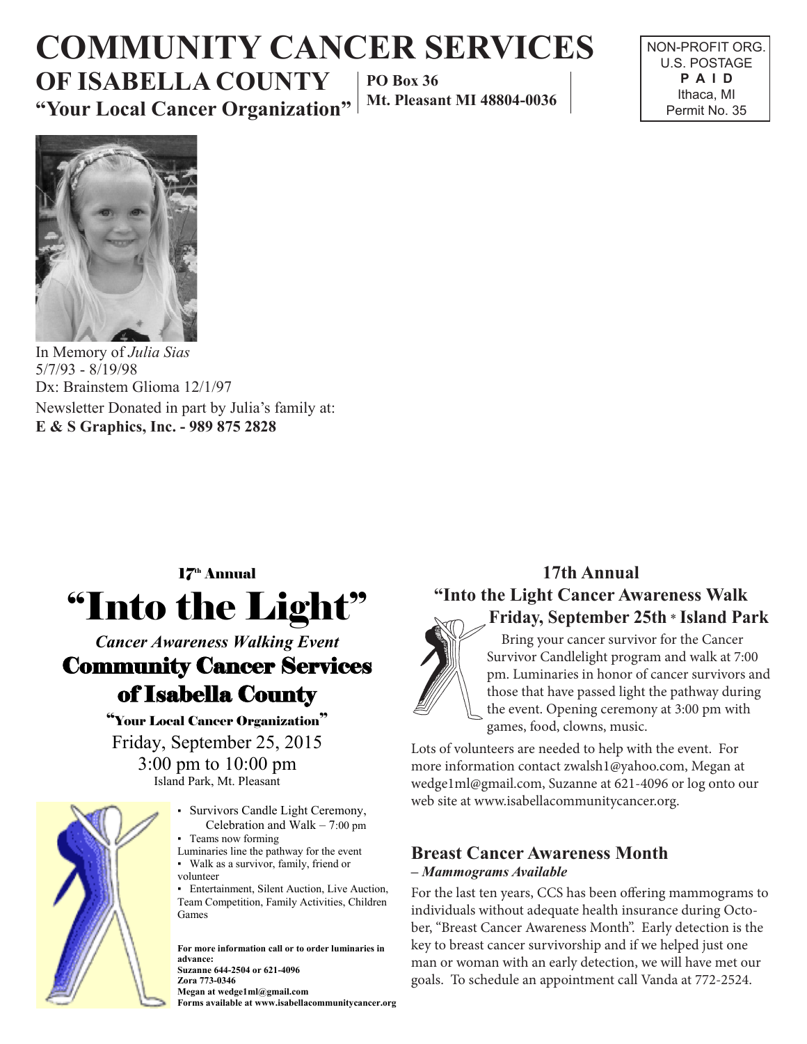# COMMUNITY CANCER SERVICES

## OF ISABELLA COUNTY

**"Your Local Cancer Organization"**

**PO Box 36**
**Mt. Pleasant MI 48804-0036**

NON-PROFIT ORG.
U.S. POSTAGE
**PAID**
Ithaca, MI
Permit No. 35

In Memory of *Julia Sias*
5/7/93 - 8/19/98
Dx: Brainstem Glioma 12/1/97
Newsletter Donated in part by Julia's family at:
**E & S Graphics, Inc. - 989 875 2828**

**17th Annual**

# "Into the Light"

***Cancer Awareness Walking Event***

## Community Cancer Services of Isabella County

**"Your Local Cancer Organization"**

Friday, September 25, 2015
3:00 pm to 10:00 pm
Island Park, Mt. Pleasant

- Survivors Candle Light Ceremony, Celebration and Walk – 7:00 pm
- Teams now forming

Luminaries line the pathway for the event

- Walk as a survivor, family, friend or volunteer
- Entertainment, Silent Auction, Live Auction, Team Competition, Family Activities, Children Games

**For more information call or to order luminaries in advance:**
**Suzanne 644-2504 or 621-4096**
**Zora 773-0346**
**Megan at wedge1ml@gmail.com**
**Forms available at www.isabellacommunitycancer.org**

## 17th Annual "Into the Light Cancer Awareness Walk Friday, September 25th * Island Park

Bring your cancer survivor for the Cancer Survivor Candlelight program and walk at 7:00 pm. Luminaries in honor of cancer survivors and those that have passed light the pathway during the event. Opening ceremony at 3:00 pm with games, food, clowns, music.

Lots of volunteers are needed to help with the event. For more information contact zwalsh1@yahoo.com, Megan at wedge1ml@gmail.com, Suzanne at 621-4096 or log onto our web site at www.isabellacommunitycancer.org.

## Breast Cancer Awareness Month

***– Mammograms Available***

For the last ten years, CCS has been offering mammograms to individuals without adequate health insurance during October, "Breast Cancer Awareness Month". Early detection is the key to breast cancer survivorship and if we helped just one man or woman with an early detection, we will have met our goals. To schedule an appointment call Vanda at 772-2524.